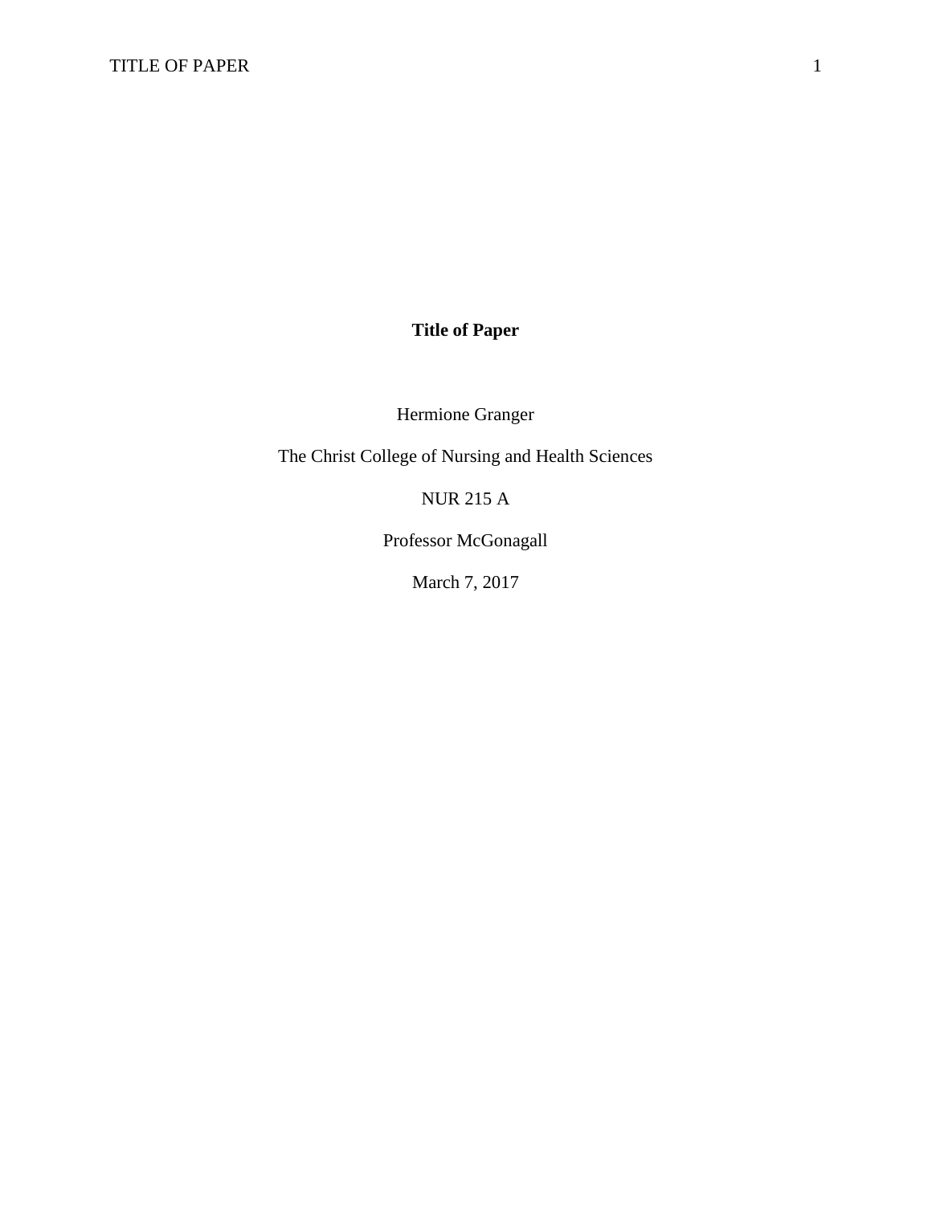**Title of Paper**

Hermione Granger

The Christ College of Nursing and Health Sciences

NUR 215 A

Professor McGonagall

March 7, 2017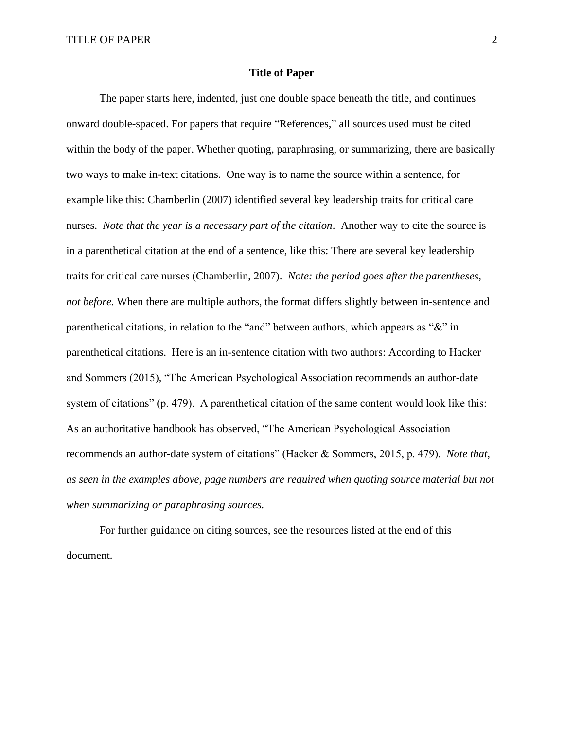# **Title of Paper**

The paper starts here, indented, just one double space beneath the title, and continues onward double-spaced. For papers that require “References,” all sources used must be cited within the body of the paper. Whether quoting, paraphrasing, or summarizing, there are basically two ways to make in-text citations. One way is to name the source within a sentence, for example like this: Chamberlin (2007) identified several key leadership traits for critical care nurses. *Note that the year is a necessary part of the citation*. Another way to cite the source is in a parenthetical citation at the end of a sentence, like this: There are several key leadership traits for critical care nurses (Chamberlin, 2007). *Note: the period goes after the parentheses, not before.* When there are multiple authors, the format differs slightly between in-sentence and parenthetical citations, in relation to the “and” between authors, which appears as “&” in parenthetical citations. Here is an in-sentence citation with two authors: According to Hacker and Sommers (2015), “The American Psychological Association recommends an author-date system of citations” (p. 479). A parenthetical citation of the same content would look like this: As an authoritative handbook has observed, “The American Psychological Association recommends an author-date system of citations” (Hacker & Sommers, 2015, p. 479). *Note that, as seen in the examples above, page numbers are required when quoting source material but not when summarizing or paraphrasing sources.*

For further guidance on citing sources, see the resources listed at the end of this document.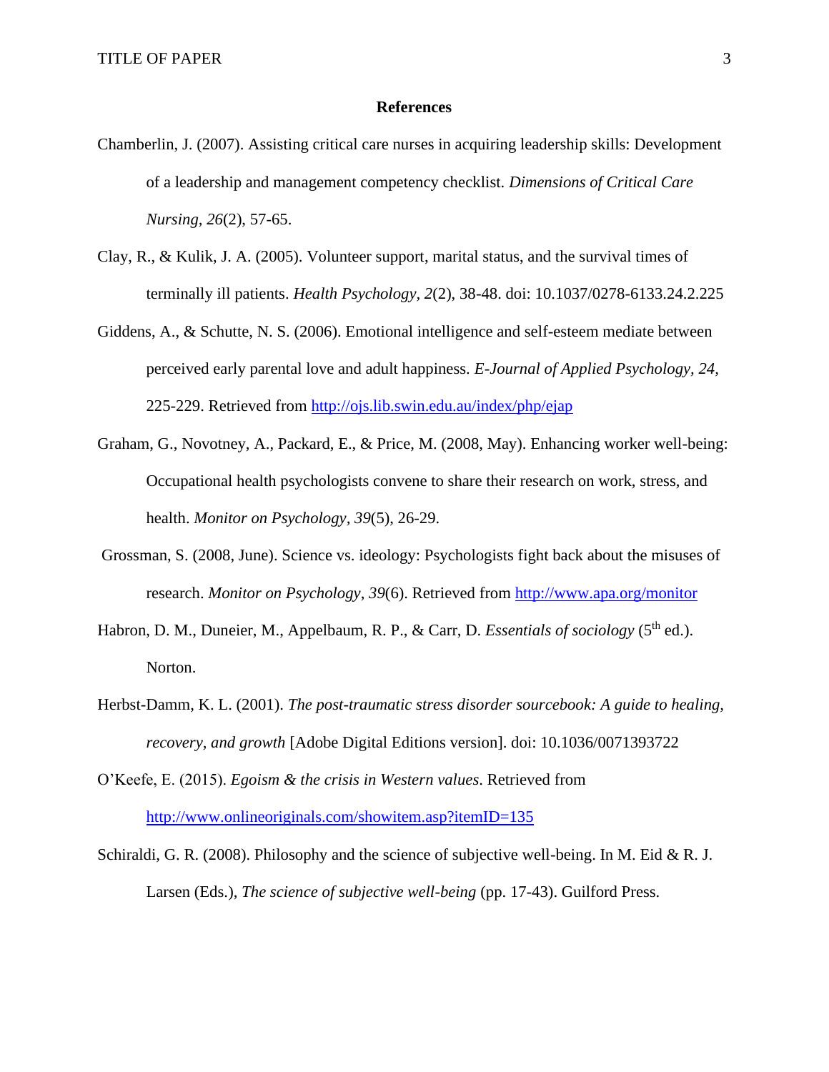# References

Chamberlin, J. (2007). Assisting critical care nurses in acquiring leadership skills: Development of a leadership and management competency checklist. *Dimensions of Critical Care Nursing*, *26*(2), 57-65.

Clay, R., & Kulik, J. A. (2005). Volunteer support, marital status, and the survival times of terminally ill patients. *Health Psychology*, *2*(2), 38-48. doi: 10.1037/0278-6133.24.2.225

Giddens, A., & Schutte, N. S. (2006). Emotional intelligence and self-esteem mediate between perceived early parental love and adult happiness. *E-Journal of Applied Psychology, 24*, 225-229. Retrieved from http://ojs.lib.swin.edu.au/index/php/ejap

Graham, G., Novotney, A., Packard, E., & Price, M. (2008, May). Enhancing worker well-being: Occupational health psychologists convene to share their research on work, stress, and health. *Monitor on Psychology*, *39*(5), 26-29.

Grossman, S. (2008, June). Science vs. ideology: Psychologists fight back about the misuses of research. *Monitor on Psychology*, *39*(6). Retrieved from http://www.apa.org/monitor

Habron, D. M., Duneier, M., Appelbaum, R. P., & Carr, D. *Essentials of sociology* (5th ed.). Norton.

Herbst-Damm, K. L. (2001). *The post-traumatic stress disorder sourcebook: A guide to healing, recovery, and growth* [Adobe Digital Editions version]. doi: 10.1036/0071393722

O'Keefe, E. (2015). *Egoism & the crisis in Western values*. Retrieved from http://www.onlineoriginals.com/showitem.asp?itemID=135

Schiraldi, G. R. (2008). Philosophy and the science of subjective well-being. In M. Eid & R. J. Larsen (Eds.), *The science of subjective well-being* (pp. 17-43). Guilford Press.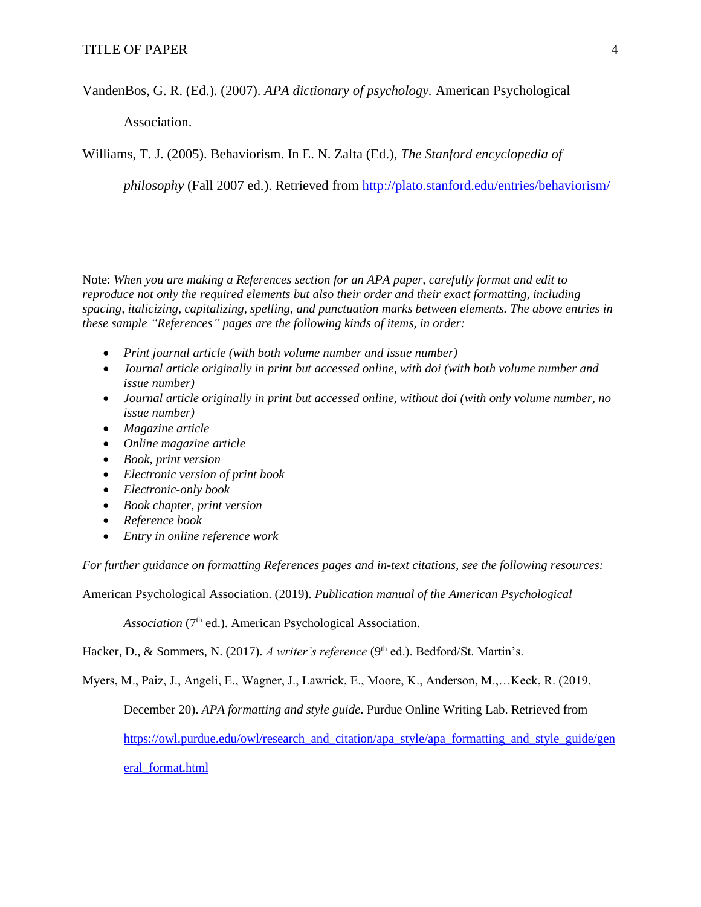VandenBos, G. R. (Ed.). (2007). *APA dictionary of psychology.* American Psychological Association.

Williams, T. J. (2005). Behaviorism. In E. N. Zalta (Ed.), *The Stanford encyclopedia of philosophy* (Fall 2007 ed.). Retrieved from http://plato.stanford.edu/entries/behaviorism/

Note: *When you are making a References section for an APA paper, carefully format and edit to reproduce not only the required elements but also their order and their exact formatting, including spacing, italicizing, capitalizing, spelling, and punctuation marks between elements. The above entries in these sample "References" pages are the following kinds of items, in order:*

- *Print journal article (with both volume number and issue number)*
- *Journal article originally in print but accessed online, with doi (with both volume number and issue number)*
- *Journal article originally in print but accessed online, without doi (with only volume number, no issue number)*
- *Magazine article*
- *Online magazine article*
- *Book, print version*
- *Electronic version of print book*
- *Electronic-only book*
- *Book chapter, print version*
- *Reference book*
- *Entry in online reference work*

*For further guidance on formatting References pages and in-text citations, see the following resources:*

American Psychological Association. (2019). *Publication manual of the American Psychological Association* (7th ed.). American Psychological Association.

Hacker, D., & Sommers, N. (2017). *A writer's reference* (9th ed.). Bedford/St. Martin's.

Myers, M., Paiz, J., Angeli, E., Wagner, J., Lawrick, E., Moore, K., Anderson, M.,…Keck, R. (2019, December 20). *APA formatting and style guide*. Purdue Online Writing Lab. Retrieved from https://owl.purdue.edu/owl/research_and_citation/apa_style/apa_formatting_and_style_guide/general_format.html